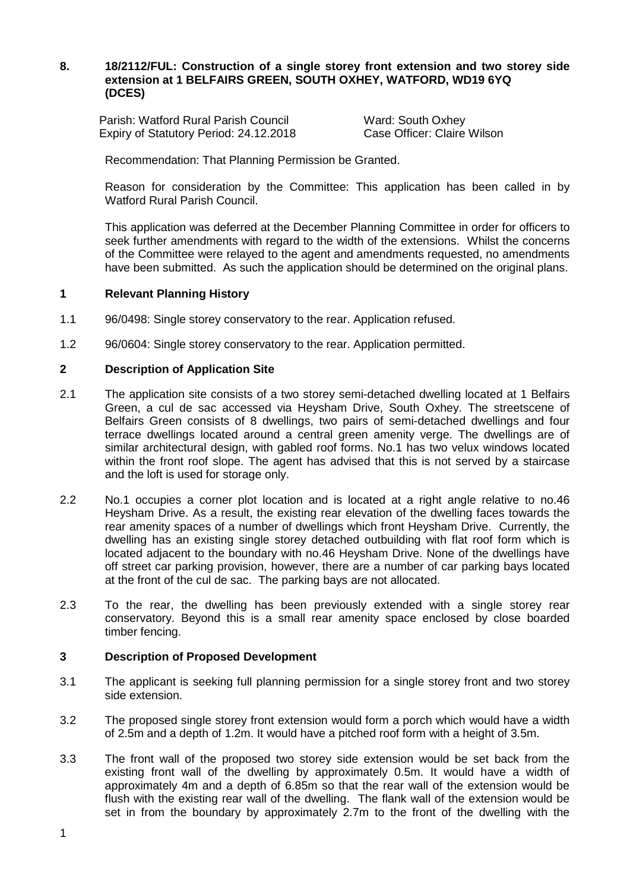## 8. 18/2112/FUL: Construction of a single storey front extension and two storey side extension at 1 BELFAIRS GREEN, SOUTH OXHEY, WATFORD, WD19 6YQ (DCES)

Parish: Watford Rural Parish Council — Ward: South Oxhey
Expiry of Statutory Period: 24.12.2018 — Case Officer: Claire Wilson

Recommendation: That Planning Permission be Granted.

Reason for consideration by the Committee: This application has been called in by Watford Rural Parish Council.

This application was deferred at the December Planning Committee in order for officers to seek further amendments with regard to the width of the extensions. Whilst the concerns of the Committee were relayed to the agent and amendments requested, no amendments have been submitted. As such the application should be determined on the original plans.

### 1 Relevant Planning History

1.1 96/0498: Single storey conservatory to the rear. Application refused.

1.2 96/0604: Single storey conservatory to the rear. Application permitted.

### 2 Description of Application Site

2.1 The application site consists of a two storey semi-detached dwelling located at 1 Belfairs Green, a cul de sac accessed via Heysham Drive, South Oxhey. The streetscene of Belfairs Green consists of 8 dwellings, two pairs of semi-detached dwellings and four terrace dwellings located around a central green amenity verge. The dwellings are of similar architectural design, with gabled roof forms. No.1 has two velux windows located within the front roof slope. The agent has advised that this is not served by a staircase and the loft is used for storage only.

2.2 No.1 occupies a corner plot location and is located at a right angle relative to no.46 Heysham Drive. As a result, the existing rear elevation of the dwelling faces towards the rear amenity spaces of a number of dwellings which front Heysham Drive. Currently, the dwelling has an existing single storey detached outbuilding with flat roof form which is located adjacent to the boundary with no.46 Heysham Drive. None of the dwellings have off street car parking provision, however, there are a number of car parking bays located at the front of the cul de sac. The parking bays are not allocated.

2.3 To the rear, the dwelling has been previously extended with a single storey rear conservatory. Beyond this is a small rear amenity space enclosed by close boarded timber fencing.

### 3 Description of Proposed Development

3.1 The applicant is seeking full planning permission for a single storey front and two storey side extension.

3.2 The proposed single storey front extension would form a porch which would have a width of 2.5m and a depth of 1.2m. It would have a pitched roof form with a height of 3.5m.

3.3 The front wall of the proposed two storey side extension would be set back from the existing front wall of the dwelling by approximately 0.5m. It would have a width of approximately 4m and a depth of 6.85m so that the rear wall of the extension would be flush with the existing rear wall of the dwelling. The flank wall of the extension would be set in from the boundary by approximately 2.7m to the front of the dwelling with the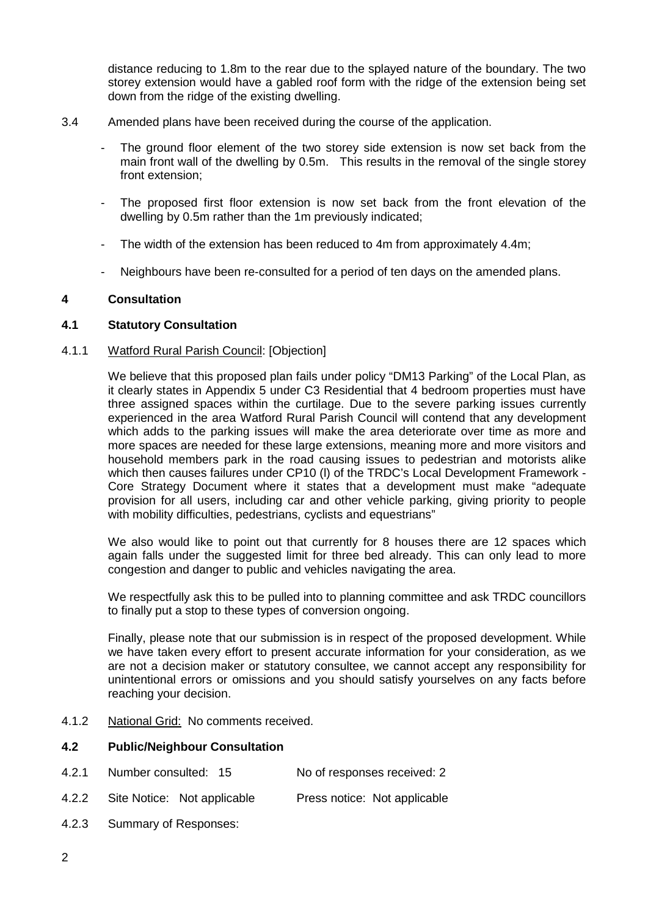distance reducing to 1.8m to the rear due to the splayed nature of the boundary. The two storey extension would have a gabled roof form with the ridge of the extension being set down from the ridge of the existing dwelling.

3.4 Amended plans have been received during the course of the application.

- The ground floor element of the two storey side extension is now set back from the main front wall of the dwelling by 0.5m. This results in the removal of the single storey front extension;
- The proposed first floor extension is now set back from the front elevation of the dwelling by 0.5m rather than the 1m previously indicated;
- The width of the extension has been reduced to 4m from approximately 4.4m;
- Neighbours have been re-consulted for a period of ten days on the amended plans.

## 4 Consultation

### 4.1 Statutory Consultation

4.1.1 Watford Rural Parish Council: [Objection]

We believe that this proposed plan fails under policy "DM13 Parking" of the Local Plan, as it clearly states in Appendix 5 under C3 Residential that 4 bedroom properties must have three assigned spaces within the curtilage. Due to the severe parking issues currently experienced in the area Watford Rural Parish Council will contend that any development which adds to the parking issues will make the area deteriorate over time as more and more spaces are needed for these large extensions, meaning more and more visitors and household members park in the road causing issues to pedestrian and motorists alike which then causes failures under CP10 (l) of the TRDC's Local Development Framework - Core Strategy Document where it states that a development must make "adequate provision for all users, including car and other vehicle parking, giving priority to people with mobility difficulties, pedestrians, cyclists and equestrians"

We also would like to point out that currently for 8 houses there are 12 spaces which again falls under the suggested limit for three bed already. This can only lead to more congestion and danger to public and vehicles navigating the area.

We respectfully ask this to be pulled into to planning committee and ask TRDC councillors to finally put a stop to these types of conversion ongoing.

Finally, please note that our submission is in respect of the proposed development. While we have taken every effort to present accurate information for your consideration, as we are not a decision maker or statutory consultee, we cannot accept any responsibility for unintentional errors or omissions and you should satisfy yourselves on any facts before reaching your decision.

4.1.2 National Grid: No comments received.

### 4.2 Public/Neighbour Consultation

4.2.1 Number consulted: 15 No of responses received: 2

4.2.2 Site Notice: Not applicable Press notice: Not applicable

4.2.3 Summary of Responses: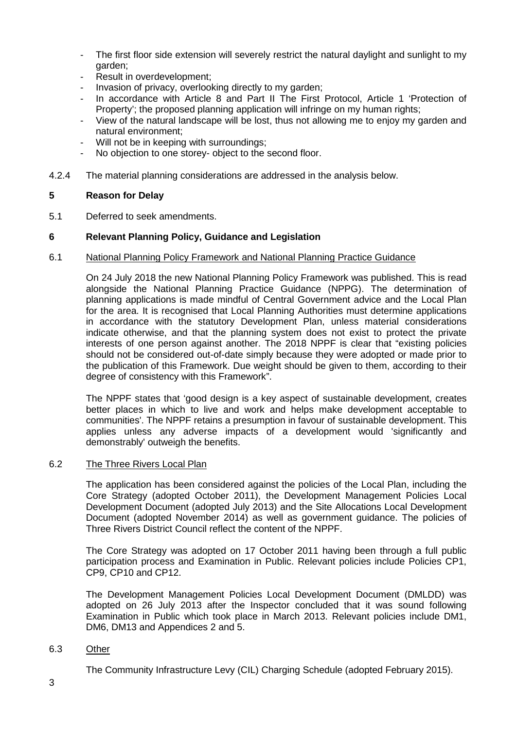- The first floor side extension will severely restrict the natural daylight and sunlight to my garden;
- Result in overdevelopment;
- Invasion of privacy, overlooking directly to my garden;
- In accordance with Article 8 and Part II The First Protocol, Article 1 'Protection of Property'; the proposed planning application will infringe on my human rights;
- View of the natural landscape will be lost, thus not allowing me to enjoy my garden and natural environment;
- Will not be in keeping with surroundings;
- No objection to one storey- object to the second floor.

4.2.4 The material planning considerations are addressed in the analysis below.

## 5 Reason for Delay

5.1 Deferred to seek amendments.

## 6 Relevant Planning Policy, Guidance and Legislation

6.1 National Planning Policy Framework and National Planning Practice Guidance

On 24 July 2018 the new National Planning Policy Framework was published. This is read alongside the National Planning Practice Guidance (NPPG). The determination of planning applications is made mindful of Central Government advice and the Local Plan for the area. It is recognised that Local Planning Authorities must determine applications in accordance with the statutory Development Plan, unless material considerations indicate otherwise, and that the planning system does not exist to protect the private interests of one person against another. The 2018 NPPF is clear that "existing policies should not be considered out-of-date simply because they were adopted or made prior to the publication of this Framework. Due weight should be given to them, according to their degree of consistency with this Framework".

The NPPF states that 'good design is a key aspect of sustainable development, creates better places in which to live and work and helps make development acceptable to communities'. The NPPF retains a presumption in favour of sustainable development. This applies unless any adverse impacts of a development would 'significantly and demonstrably' outweigh the benefits.

6.2 The Three Rivers Local Plan

The application has been considered against the policies of the Local Plan, including the Core Strategy (adopted October 2011), the Development Management Policies Local Development Document (adopted July 2013) and the Site Allocations Local Development Document (adopted November 2014) as well as government guidance. The policies of Three Rivers District Council reflect the content of the NPPF.

The Core Strategy was adopted on 17 October 2011 having been through a full public participation process and Examination in Public. Relevant policies include Policies CP1, CP9, CP10 and CP12.

The Development Management Policies Local Development Document (DMLDD) was adopted on 26 July 2013 after the Inspector concluded that it was sound following Examination in Public which took place in March 2013. Relevant policies include DM1, DM6, DM13 and Appendices 2 and 5.

6.3 Other

The Community Infrastructure Levy (CIL) Charging Schedule (adopted February 2015).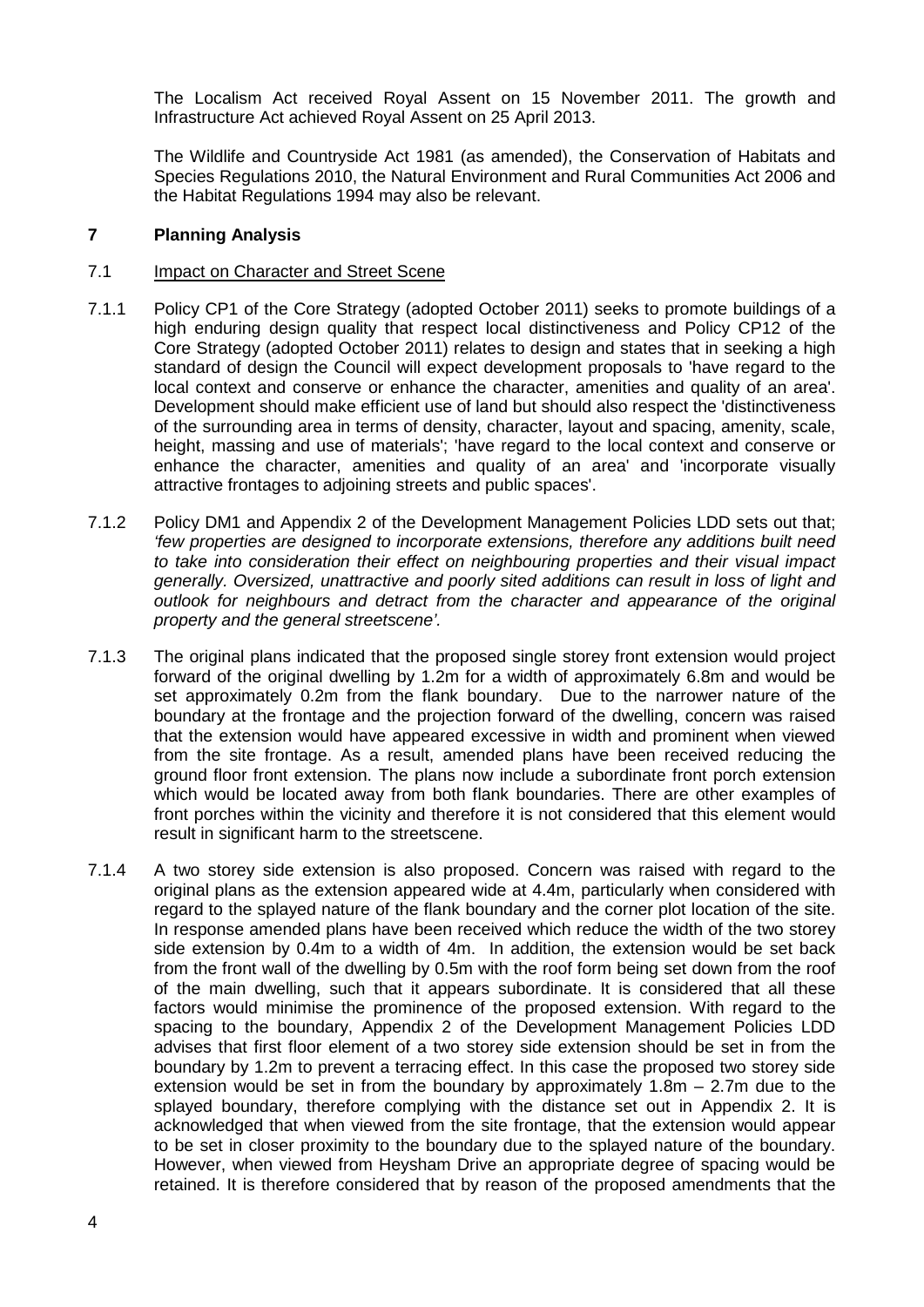The Localism Act received Royal Assent on 15 November 2011. The growth and Infrastructure Act achieved Royal Assent on 25 April 2013.

The Wildlife and Countryside Act 1981 (as amended), the Conservation of Habitats and Species Regulations 2010, the Natural Environment and Rural Communities Act 2006 and the Habitat Regulations 1994 may also be relevant.

## 7 Planning Analysis

### 7.1 Impact on Character and Street Scene

7.1.1 Policy CP1 of the Core Strategy (adopted October 2011) seeks to promote buildings of a high enduring design quality that respect local distinctiveness and Policy CP12 of the Core Strategy (adopted October 2011) relates to design and states that in seeking a high standard of design the Council will expect development proposals to 'have regard to the local context and conserve or enhance the character, amenities and quality of an area'. Development should make efficient use of land but should also respect the 'distinctiveness of the surrounding area in terms of density, character, layout and spacing, amenity, scale, height, massing and use of materials'; 'have regard to the local context and conserve or enhance the character, amenities and quality of an area' and 'incorporate visually attractive frontages to adjoining streets and public spaces'.

7.1.2 Policy DM1 and Appendix 2 of the Development Management Policies LDD sets out that; *'few properties are designed to incorporate extensions, therefore any additions built need to take into consideration their effect on neighbouring properties and their visual impact generally. Oversized, unattractive and poorly sited additions can result in loss of light and outlook for neighbours and detract from the character and appearance of the original property and the general streetscene'.*

7.1.3 The original plans indicated that the proposed single storey front extension would project forward of the original dwelling by 1.2m for a width of approximately 6.8m and would be set approximately 0.2m from the flank boundary. Due to the narrower nature of the boundary at the frontage and the projection forward of the dwelling, concern was raised that the extension would have appeared excessive in width and prominent when viewed from the site frontage. As a result, amended plans have been received reducing the ground floor front extension. The plans now include a subordinate front porch extension which would be located away from both flank boundaries. There are other examples of front porches within the vicinity and therefore it is not considered that this element would result in significant harm to the streetscene.

7.1.4 A two storey side extension is also proposed. Concern was raised with regard to the original plans as the extension appeared wide at 4.4m, particularly when considered with regard to the splayed nature of the flank boundary and the corner plot location of the site. In response amended plans have been received which reduce the width of the two storey side extension by 0.4m to a width of 4m. In addition, the extension would be set back from the front wall of the dwelling by 0.5m with the roof form being set down from the roof of the main dwelling, such that it appears subordinate. It is considered that all these factors would minimise the prominence of the proposed extension. With regard to the spacing to the boundary, Appendix 2 of the Development Management Policies LDD advises that first floor element of a two storey side extension should be set in from the boundary by 1.2m to prevent a terracing effect. In this case the proposed two storey side extension would be set in from the boundary by approximately 1.8m – 2.7m due to the splayed boundary, therefore complying with the distance set out in Appendix 2. It is acknowledged that when viewed from the site frontage, that the extension would appear to be set in closer proximity to the boundary due to the splayed nature of the boundary. However, when viewed from Heysham Drive an appropriate degree of spacing would be retained. It is therefore considered that by reason of the proposed amendments that the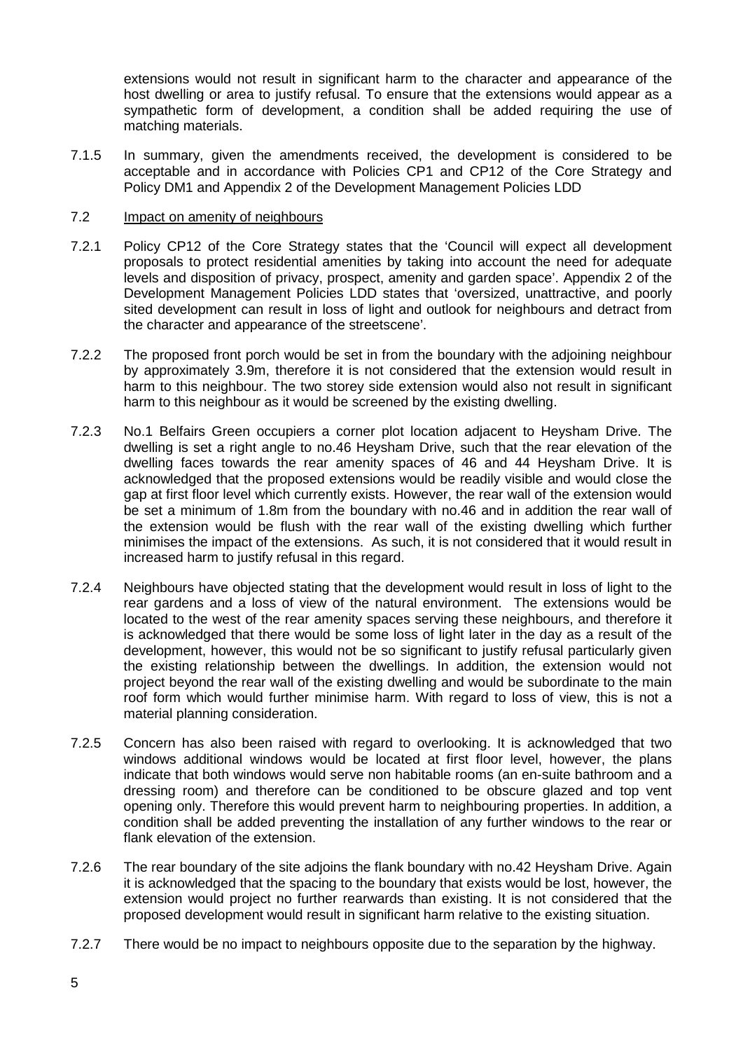extensions would not result in significant harm to the character and appearance of the host dwelling or area to justify refusal. To ensure that the extensions would appear as a sympathetic form of development, a condition shall be added requiring the use of matching materials.

7.1.5 In summary, given the amendments received, the development is considered to be acceptable and in accordance with Policies CP1 and CP12 of the Core Strategy and Policy DM1 and Appendix 2 of the Development Management Policies LDD

7.2 Impact on amenity of neighbours

7.2.1 Policy CP12 of the Core Strategy states that the 'Council will expect all development proposals to protect residential amenities by taking into account the need for adequate levels and disposition of privacy, prospect, amenity and garden space'. Appendix 2 of the Development Management Policies LDD states that 'oversized, unattractive, and poorly sited development can result in loss of light and outlook for neighbours and detract from the character and appearance of the streetscene'.

7.2.2 The proposed front porch would be set in from the boundary with the adjoining neighbour by approximately 3.9m, therefore it is not considered that the extension would result in harm to this neighbour. The two storey side extension would also not result in significant harm to this neighbour as it would be screened by the existing dwelling.

7.2.3 No.1 Belfairs Green occupiers a corner plot location adjacent to Heysham Drive. The dwelling is set a right angle to no.46 Heysham Drive, such that the rear elevation of the dwelling faces towards the rear amenity spaces of 46 and 44 Heysham Drive. It is acknowledged that the proposed extensions would be readily visible and would close the gap at first floor level which currently exists. However, the rear wall of the extension would be set a minimum of 1.8m from the boundary with no.46 and in addition the rear wall of the extension would be flush with the rear wall of the existing dwelling which further minimises the impact of the extensions. As such, it is not considered that it would result in increased harm to justify refusal in this regard.

7.2.4 Neighbours have objected stating that the development would result in loss of light to the rear gardens and a loss of view of the natural environment. The extensions would be located to the west of the rear amenity spaces serving these neighbours, and therefore it is acknowledged that there would be some loss of light later in the day as a result of the development, however, this would not be so significant to justify refusal particularly given the existing relationship between the dwellings. In addition, the extension would not project beyond the rear wall of the existing dwelling and would be subordinate to the main roof form which would further minimise harm. With regard to loss of view, this is not a material planning consideration.

7.2.5 Concern has also been raised with regard to overlooking. It is acknowledged that two windows additional windows would be located at first floor level, however, the plans indicate that both windows would serve non habitable rooms (an en-suite bathroom and a dressing room) and therefore can be conditioned to be obscure glazed and top vent opening only. Therefore this would prevent harm to neighbouring properties. In addition, a condition shall be added preventing the installation of any further windows to the rear or flank elevation of the extension.

7.2.6 The rear boundary of the site adjoins the flank boundary with no.42 Heysham Drive. Again it is acknowledged that the spacing to the boundary that exists would be lost, however, the extension would project no further rearwards than existing. It is not considered that the proposed development would result in significant harm relative to the existing situation.

7.2.7 There would be no impact to neighbours opposite due to the separation by the highway.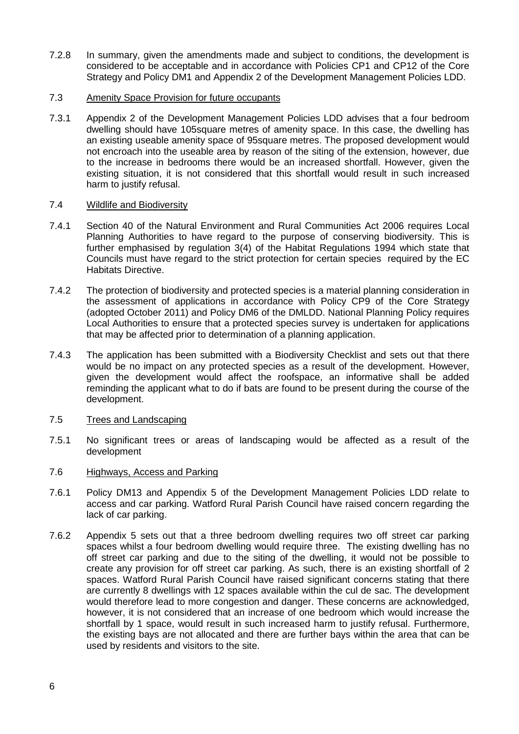7.2.8 In summary, given the amendments made and subject to conditions, the development is considered to be acceptable and in accordance with Policies CP1 and CP12 of the Core Strategy and Policy DM1 and Appendix 2 of the Development Management Policies LDD.

### 7.3 Amenity Space Provision for future occupants

7.3.1 Appendix 2 of the Development Management Policies LDD advises that a four bedroom dwelling should have 105square metres of amenity space. In this case, the dwelling has an existing useable amenity space of 95square metres. The proposed development would not encroach into the useable area by reason of the siting of the extension, however, due to the increase in bedrooms there would be an increased shortfall. However, given the existing situation, it is not considered that this shortfall would result in such increased harm to justify refusal.

### 7.4 Wildlife and Biodiversity

7.4.1 Section 40 of the Natural Environment and Rural Communities Act 2006 requires Local Planning Authorities to have regard to the purpose of conserving biodiversity. This is further emphasised by regulation 3(4) of the Habitat Regulations 1994 which state that Councils must have regard to the strict protection for certain species required by the EC Habitats Directive.

7.4.2 The protection of biodiversity and protected species is a material planning consideration in the assessment of applications in accordance with Policy CP9 of the Core Strategy (adopted October 2011) and Policy DM6 of the DMLDD. National Planning Policy requires Local Authorities to ensure that a protected species survey is undertaken for applications that may be affected prior to determination of a planning application.

7.4.3 The application has been submitted with a Biodiversity Checklist and sets out that there would be no impact on any protected species as a result of the development. However, given the development would affect the roofspace, an informative shall be added reminding the applicant what to do if bats are found to be present during the course of the development.

### 7.5 Trees and Landscaping

7.5.1 No significant trees or areas of landscaping would be affected as a result of the development

### 7.6 Highways, Access and Parking

7.6.1 Policy DM13 and Appendix 5 of the Development Management Policies LDD relate to access and car parking. Watford Rural Parish Council have raised concern regarding the lack of car parking.

7.6.2 Appendix 5 sets out that a three bedroom dwelling requires two off street car parking spaces whilst a four bedroom dwelling would require three. The existing dwelling has no off street car parking and due to the siting of the dwelling, it would not be possible to create any provision for off street car parking. As such, there is an existing shortfall of 2 spaces. Watford Rural Parish Council have raised significant concerns stating that there are currently 8 dwellings with 12 spaces available within the cul de sac. The development would therefore lead to more congestion and danger. These concerns are acknowledged, however, it is not considered that an increase of one bedroom which would increase the shortfall by 1 space, would result in such increased harm to justify refusal. Furthermore, the existing bays are not allocated and there are further bays within the area that can be used by residents and visitors to the site.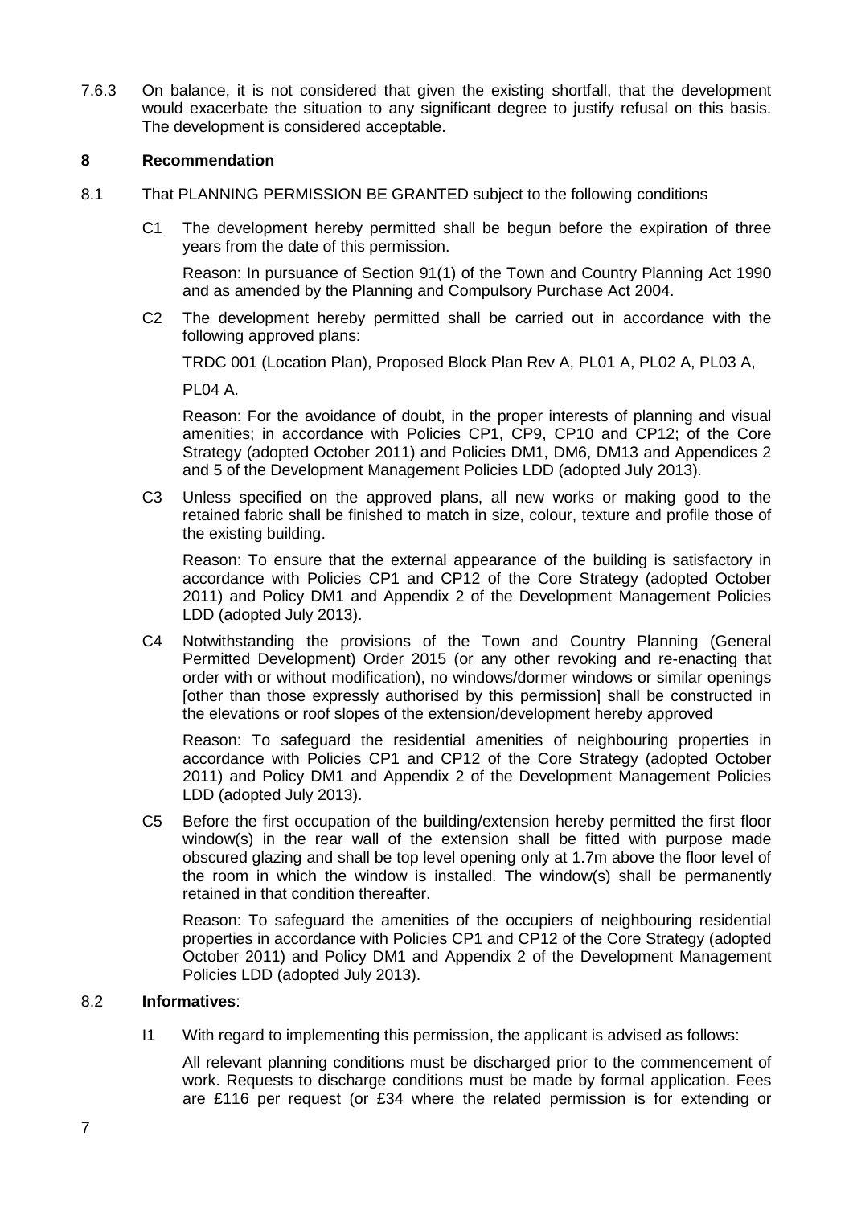7.6.3 On balance, it is not considered that given the existing shortfall, that the development would exacerbate the situation to any significant degree to justify refusal on this basis. The development is considered acceptable.

## 8 Recommendation

8.1 That PLANNING PERMISSION BE GRANTED subject to the following conditions

C1 The development hereby permitted shall be begun before the expiration of three years from the date of this permission.

Reason: In pursuance of Section 91(1) of the Town and Country Planning Act 1990 and as amended by the Planning and Compulsory Purchase Act 2004.

C2 The development hereby permitted shall be carried out in accordance with the following approved plans:

TRDC 001 (Location Plan), Proposed Block Plan Rev A, PL01 A, PL02 A, PL03 A,

PL04 A.

Reason: For the avoidance of doubt, in the proper interests of planning and visual amenities; in accordance with Policies CP1, CP9, CP10 and CP12; of the Core Strategy (adopted October 2011) and Policies DM1, DM6, DM13 and Appendices 2 and 5 of the Development Management Policies LDD (adopted July 2013).

C3 Unless specified on the approved plans, all new works or making good to the retained fabric shall be finished to match in size, colour, texture and profile those of the existing building.

Reason: To ensure that the external appearance of the building is satisfactory in accordance with Policies CP1 and CP12 of the Core Strategy (adopted October 2011) and Policy DM1 and Appendix 2 of the Development Management Policies LDD (adopted July 2013).

C4 Notwithstanding the provisions of the Town and Country Planning (General Permitted Development) Order 2015 (or any other revoking and re-enacting that order with or without modification), no windows/dormer windows or similar openings [other than those expressly authorised by this permission] shall be constructed in the elevations or roof slopes of the extension/development hereby approved

Reason: To safeguard the residential amenities of neighbouring properties in accordance with Policies CP1 and CP12 of the Core Strategy (adopted October 2011) and Policy DM1 and Appendix 2 of the Development Management Policies LDD (adopted July 2013).

C5 Before the first occupation of the building/extension hereby permitted the first floor window(s) in the rear wall of the extension shall be fitted with purpose made obscured glazing and shall be top level opening only at 1.7m above the floor level of the room in which the window is installed. The window(s) shall be permanently retained in that condition thereafter.

Reason: To safeguard the amenities of the occupiers of neighbouring residential properties in accordance with Policies CP1 and CP12 of the Core Strategy (adopted October 2011) and Policy DM1 and Appendix 2 of the Development Management Policies LDD (adopted July 2013).

8.2 **Informatives**:

I1 With regard to implementing this permission, the applicant is advised as follows:

All relevant planning conditions must be discharged prior to the commencement of work. Requests to discharge conditions must be made by formal application. Fees are £116 per request (or £34 where the related permission is for extending or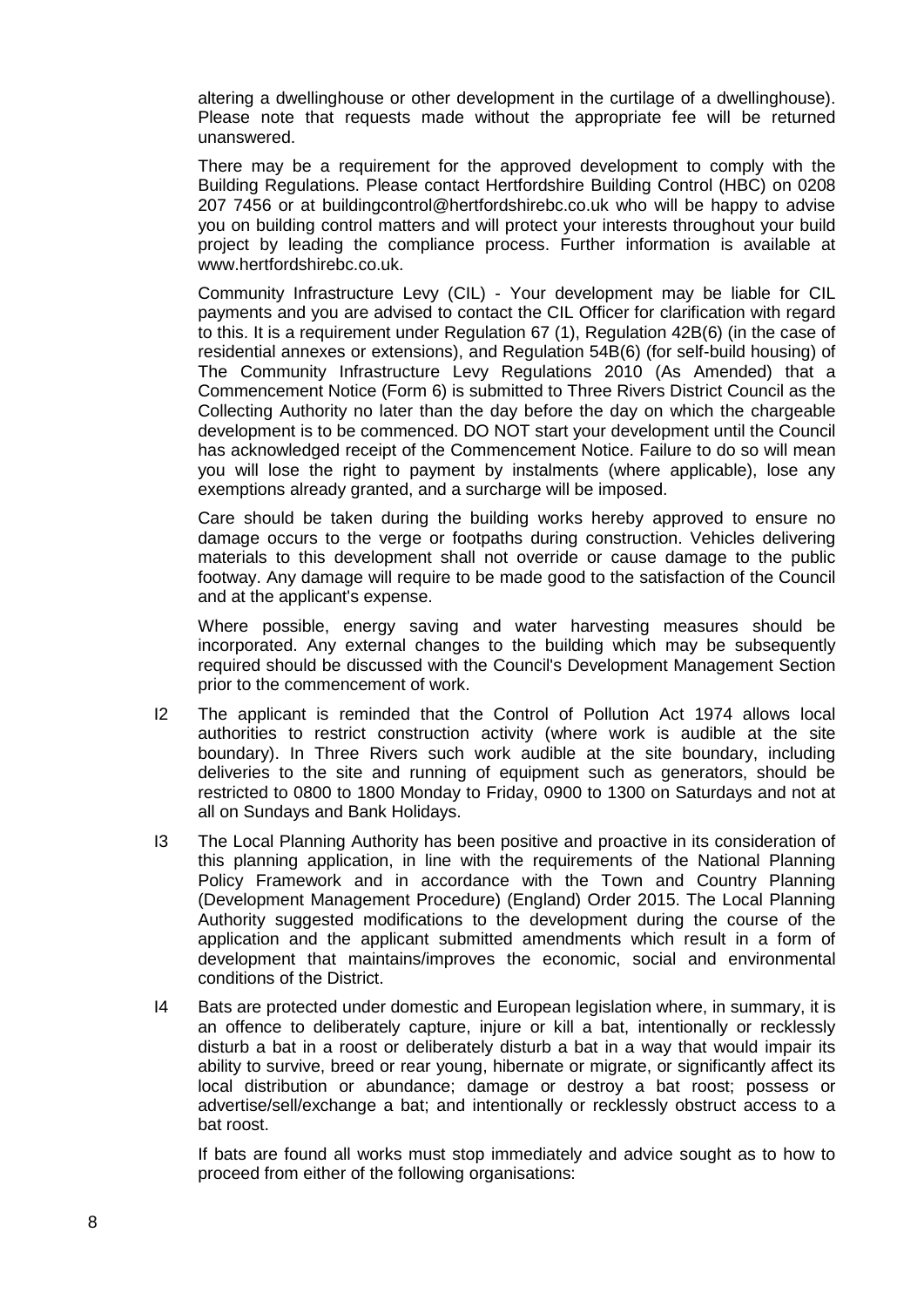altering a dwellinghouse or other development in the curtilage of a dwellinghouse). Please note that requests made without the appropriate fee will be returned unanswered.

There may be a requirement for the approved development to comply with the Building Regulations. Please contact Hertfordshire Building Control (HBC) on 0208 207 7456 or at buildingcontrol@hertfordshirebc.co.uk who will be happy to advise you on building control matters and will protect your interests throughout your build project by leading the compliance process. Further information is available at www.hertfordshirebc.co.uk.

Community Infrastructure Levy (CIL) - Your development may be liable for CIL payments and you are advised to contact the CIL Officer for clarification with regard to this. It is a requirement under Regulation 67 (1), Regulation 42B(6) (in the case of residential annexes or extensions), and Regulation 54B(6) (for self-build housing) of The Community Infrastructure Levy Regulations 2010 (As Amended) that a Commencement Notice (Form 6) is submitted to Three Rivers District Council as the Collecting Authority no later than the day before the day on which the chargeable development is to be commenced. DO NOT start your development until the Council has acknowledged receipt of the Commencement Notice. Failure to do so will mean you will lose the right to payment by instalments (where applicable), lose any exemptions already granted, and a surcharge will be imposed.

Care should be taken during the building works hereby approved to ensure no damage occurs to the verge or footpaths during construction. Vehicles delivering materials to this development shall not override or cause damage to the public footway. Any damage will require to be made good to the satisfaction of the Council and at the applicant's expense.

Where possible, energy saving and water harvesting measures should be incorporated. Any external changes to the building which may be subsequently required should be discussed with the Council's Development Management Section prior to the commencement of work.

I2 The applicant is reminded that the Control of Pollution Act 1974 allows local authorities to restrict construction activity (where work is audible at the site boundary). In Three Rivers such work audible at the site boundary, including deliveries to the site and running of equipment such as generators, should be restricted to 0800 to 1800 Monday to Friday, 0900 to 1300 on Saturdays and not at all on Sundays and Bank Holidays.

I3 The Local Planning Authority has been positive and proactive in its consideration of this planning application, in line with the requirements of the National Planning Policy Framework and in accordance with the Town and Country Planning (Development Management Procedure) (England) Order 2015. The Local Planning Authority suggested modifications to the development during the course of the application and the applicant submitted amendments which result in a form of development that maintains/improves the economic, social and environmental conditions of the District.

I4 Bats are protected under domestic and European legislation where, in summary, it is an offence to deliberately capture, injure or kill a bat, intentionally or recklessly disturb a bat in a roost or deliberately disturb a bat in a way that would impair its ability to survive, breed or rear young, hibernate or migrate, or significantly affect its local distribution or abundance; damage or destroy a bat roost; possess or advertise/sell/exchange a bat; and intentionally or recklessly obstruct access to a bat roost.

If bats are found all works must stop immediately and advice sought as to how to proceed from either of the following organisations: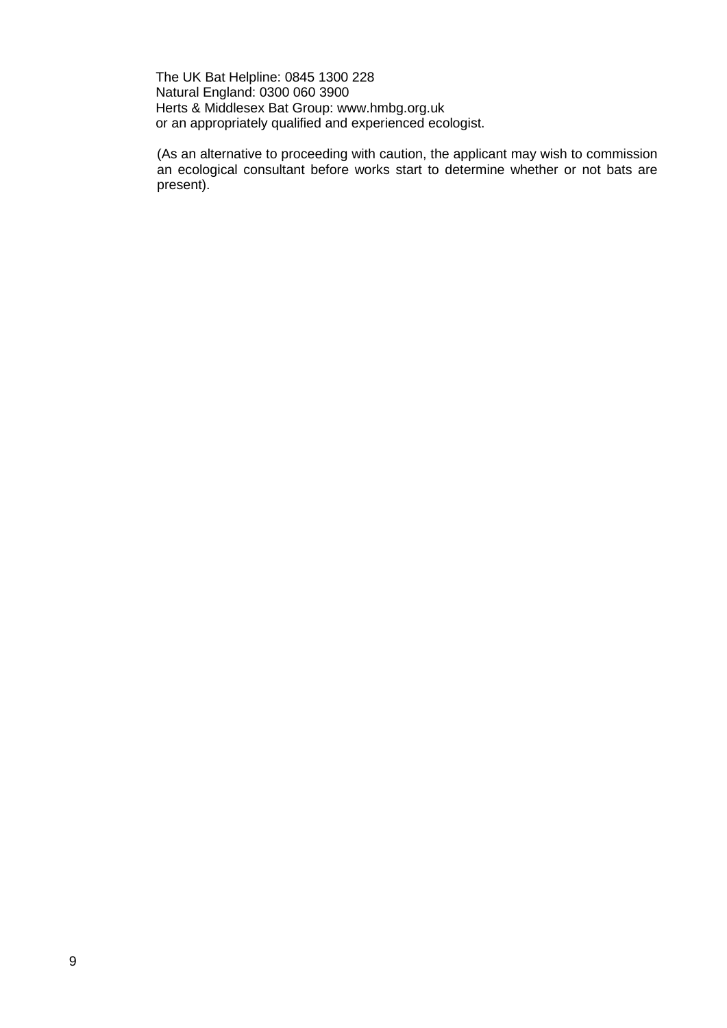The UK Bat Helpline: 0845 1300 228
Natural England: 0300 060 3900
Herts & Middlesex Bat Group: www.hmbg.org.uk
or an appropriately qualified and experienced ecologist.

(As an alternative to proceeding with caution, the applicant may wish to commission an ecological consultant before works start to determine whether or not bats are present).